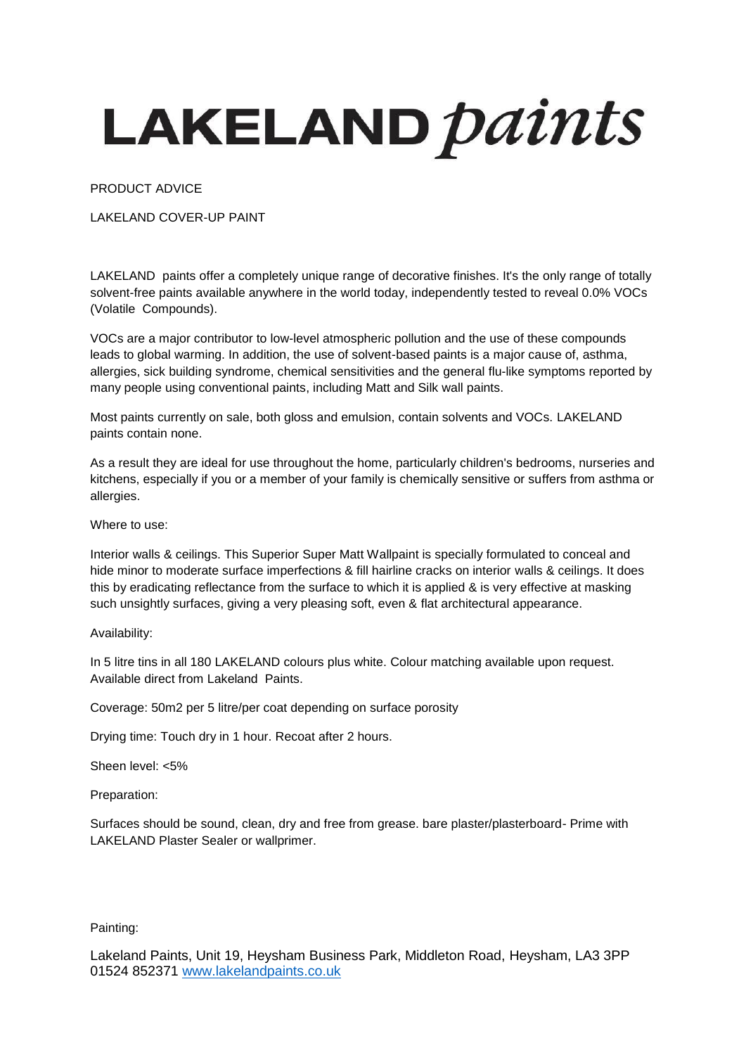# LAKELAND *paints*

PRODUCT ADVICE

LAKELAND COVER-UP PAINT

LAKELAND paints offer a completely unique range of decorative finishes. It's the only range of totally solvent-free paints available anywhere in the world today, independently tested to reveal 0.0% VOCs (Volatile Compounds).

VOCs are a major contributor to low-level atmospheric pollution and the use of these compounds leads to global warming. In addition, the use of solvent-based paints is a major cause of, asthma, allergies, sick building syndrome, chemical sensitivities and the general flu-like symptoms reported by many people using conventional paints, including Matt and Silk wall paints.

Most paints currently on sale, both gloss and emulsion, contain solvents and VOCs. LAKELAND paints contain none.

As a result they are ideal for use throughout the home, particularly children's bedrooms, nurseries and kitchens, especially if you or a member of your family is chemically sensitive or suffers from asthma or allergies.

Where to use:

Interior walls & ceilings. This Superior Super Matt Wallpaint is specially formulated to conceal and hide minor to moderate surface imperfections & fill hairline cracks on interior walls & ceilings. It does this by eradicating reflectance from the surface to which it is applied & is very effective at masking such unsightly surfaces, giving a very pleasing soft, even & flat architectural appearance.

Availability:

In 5 litre tins in all 180 LAKELAND colours plus white. Colour matching available upon request. Available direct from Lakeland Paints.

Coverage: 50m2 per 5 litre/per coat depending on surface porosity

Drying time: Touch dry in 1 hour. Recoat after 2 hours.

Sheen level: <5%

Preparation:

Surfaces should be sound, clean, dry and free from grease. bare plaster/plasterboard- Prime with LAKELAND Plaster Sealer or wallprimer.

Painting:

Lakeland Paints, Unit 19, Heysham Business Park, Middleton Road, Heysham, LA3 3PP
01524 852371 [www.lakelandpaints.co.uk](http://www.lakelandpaints.co.uk)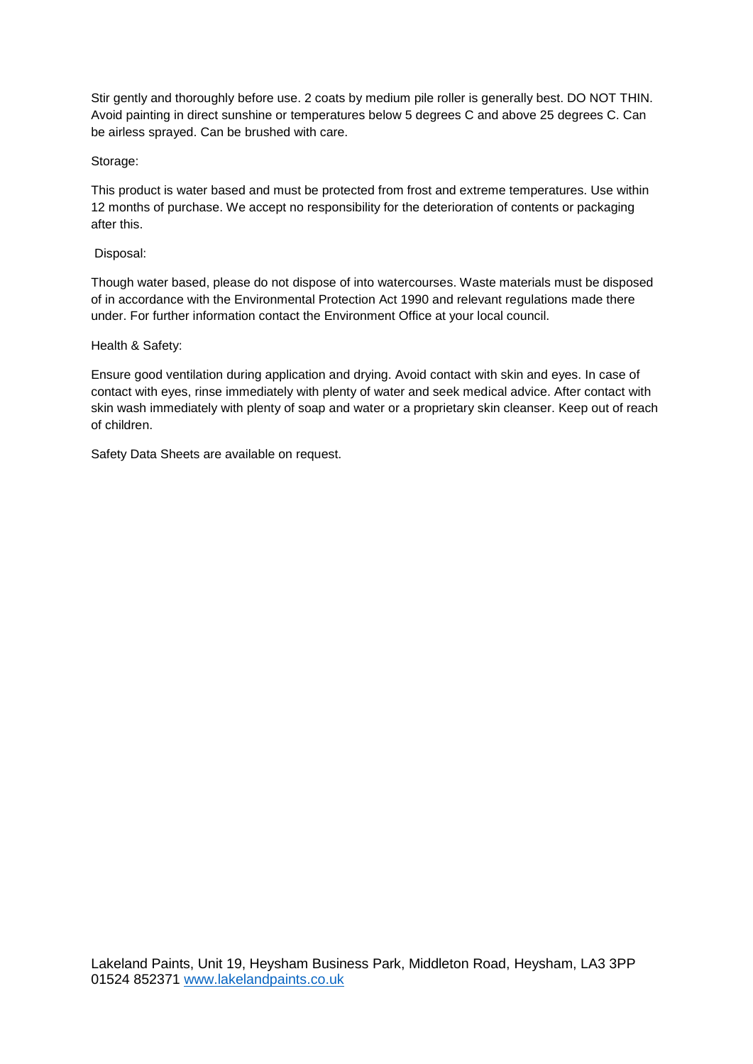Stir gently and thoroughly before use. 2 coats by medium pile roller is generally best. DO NOT THIN. Avoid painting in direct sunshine or temperatures below 5 degrees C and above 25 degrees C. Can be airless sprayed. Can be brushed with care.

Storage:

This product is water based and must be protected from frost and extreme temperatures. Use within 12 months of purchase. We accept no responsibility for the deterioration of contents or packaging after this.

Disposal:

Though water based, please do not dispose of into watercourses. Waste materials must be disposed of in accordance with the Environmental Protection Act 1990 and relevant regulations made there under. For further information contact the Environment Office at your local council.

Health & Safety:

Ensure good ventilation during application and drying. Avoid contact with skin and eyes. In case of contact with eyes, rinse immediately with plenty of water and seek medical advice. After contact with skin wash immediately with plenty of soap and water or a proprietary skin cleanser. Keep out of reach of children.

Safety Data Sheets are available on request.

Lakeland Paints, Unit 19, Heysham Business Park, Middleton Road, Heysham, LA3 3PP
01524 852371 [www.lakelandpaints.co.uk](http://www.lakelandpaints.co.uk)